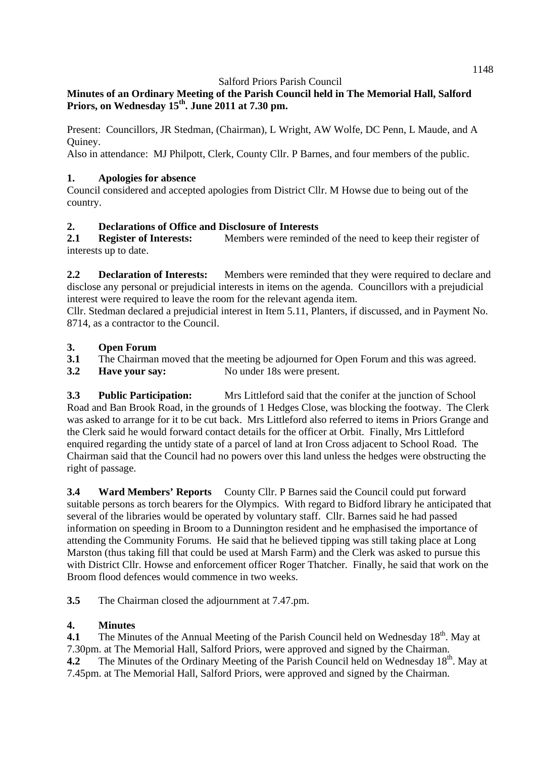Salford Priors Parish Council

**Minutes of an Ordinary Meeting of the Parish Council held in The Memorial Hall, Salford Priors, on Wednesday 15th. June 2011 at 7.30 pm.**

Present: Councillors, JR Stedman, (Chairman), L Wright, AW Wolfe, DC Penn, L Maude, and A Quiney.

Also in attendance: MJ Philpott, Clerk, County Cllr. P Barnes, and four members of the public.

## 1. Apologies for absence

Council considered and accepted apologies from District Cllr. M Howse due to being out of the country.

## 2. Declarations of Office and Disclosure of Interests

**2.1 Register of Interests:** Members were reminded of the need to keep their register of interests up to date.

**2.2 Declaration of Interests:** Members were reminded that they were required to declare and disclose any personal or prejudicial interests in items on the agenda. Councillors with a prejudicial interest were required to leave the room for the relevant agenda item.

Cllr. Stedman declared a prejudicial interest in Item 5.11, Planters, if discussed, and in Payment No. 8714, as a contractor to the Council.

## 3. Open Forum

**3.1** The Chairman moved that the meeting be adjourned for Open Forum and this was agreed.

**3.2 Have your say:** No under 18s were present.

**3.3 Public Participation:** Mrs Littleford said that the conifer at the junction of School Road and Ban Brook Road, in the grounds of 1 Hedges Close, was blocking the footway. The Clerk was asked to arrange for it to be cut back. Mrs Littleford also referred to items in Priors Grange and the Clerk said he would forward contact details for the officer at Orbit. Finally, Mrs Littleford enquired regarding the untidy state of a parcel of land at Iron Cross adjacent to School Road. The Chairman said that the Council had no powers over this land unless the hedges were obstructing the right of passage.

**3.4 Ward Members' Reports** County Cllr. P Barnes said the Council could put forward suitable persons as torch bearers for the Olympics. With regard to Bidford library he anticipated that several of the libraries would be operated by voluntary staff. Cllr. Barnes said he had passed information on speeding in Broom to a Dunnington resident and he emphasised the importance of attending the Community Forums. He said that he believed tipping was still taking place at Long Marston (thus taking fill that could be used at Marsh Farm) and the Clerk was asked to pursue this with District Cllr. Howse and enforcement officer Roger Thatcher. Finally, he said that work on the Broom flood defences would commence in two weeks.

**3.5** The Chairman closed the adjournment at 7.47.pm.

## 4. Minutes

**4.1** The Minutes of the Annual Meeting of the Parish Council held on Wednesday 18th. May at 7.30pm. at The Memorial Hall, Salford Priors, were approved and signed by the Chairman.

**4.2** The Minutes of the Ordinary Meeting of the Parish Council held on Wednesday 18th. May at 7.45pm. at The Memorial Hall, Salford Priors, were approved and signed by the Chairman.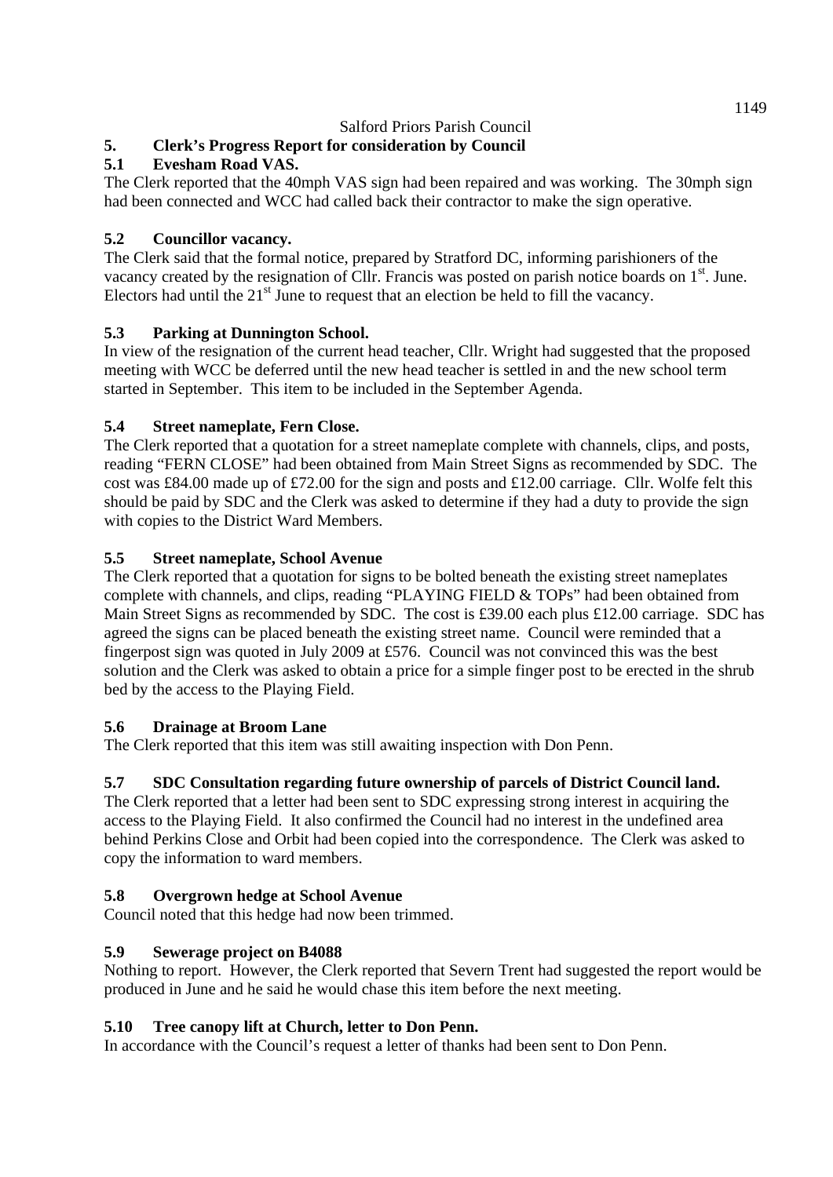Salford Priors Parish Council

## 5. Clerk's Progress Report for consideration by Council

### 5.1 Evesham Road VAS.

The Clerk reported that the 40mph VAS sign had been repaired and was working. The 30mph sign had been connected and WCC had called back their contractor to make the sign operative.

### 5.2 Councillor vacancy.

The Clerk said that the formal notice, prepared by Stratford DC, informing parishioners of the vacancy created by the resignation of Cllr. Francis was posted on parish notice boards on 1st. June. Electors had until the 21st June to request that an election be held to fill the vacancy.

### 5.3 Parking at Dunnington School.

In view of the resignation of the current head teacher, Cllr. Wright had suggested that the proposed meeting with WCC be deferred until the new head teacher is settled in and the new school term started in September. This item to be included in the September Agenda.

### 5.4 Street nameplate, Fern Close.

The Clerk reported that a quotation for a street nameplate complete with channels, clips, and posts, reading "FERN CLOSE" had been obtained from Main Street Signs as recommended by SDC. The cost was £84.00 made up of £72.00 for the sign and posts and £12.00 carriage. Cllr. Wolfe felt this should be paid by SDC and the Clerk was asked to determine if they had a duty to provide the sign with copies to the District Ward Members.

### 5.5 Street nameplate, School Avenue

The Clerk reported that a quotation for signs to be bolted beneath the existing street nameplates complete with channels, and clips, reading "PLAYING FIELD & TOPs" had been obtained from Main Street Signs as recommended by SDC. The cost is £39.00 each plus £12.00 carriage. SDC has agreed the signs can be placed beneath the existing street name. Council were reminded that a fingerpost sign was quoted in July 2009 at £576. Council was not convinced this was the best solution and the Clerk was asked to obtain a price for a simple finger post to be erected in the shrub bed by the access to the Playing Field.

### 5.6 Drainage at Broom Lane

The Clerk reported that this item was still awaiting inspection with Don Penn.

### 5.7 SDC Consultation regarding future ownership of parcels of District Council land.

The Clerk reported that a letter had been sent to SDC expressing strong interest in acquiring the access to the Playing Field. It also confirmed the Council had no interest in the undefined area behind Perkins Close and Orbit had been copied into the correspondence. The Clerk was asked to copy the information to ward members.

### 5.8 Overgrown hedge at School Avenue

Council noted that this hedge had now been trimmed.

### 5.9 Sewerage project on B4088

Nothing to report. However, the Clerk reported that Severn Trent had suggested the report would be produced in June and he said he would chase this item before the next meeting.

### 5.10 Tree canopy lift at Church, letter to Don Penn.

In accordance with the Council's request a letter of thanks had been sent to Don Penn.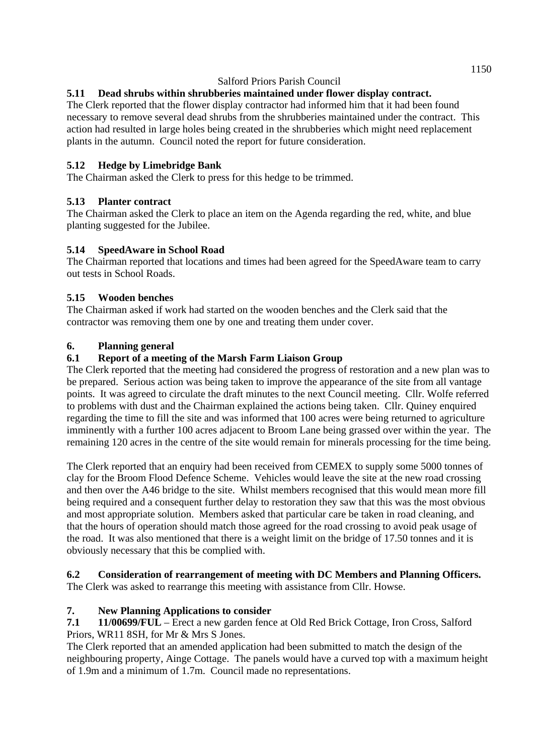**5.11 Dead shrubs within shrubberies maintained under flower display contract.**

The Clerk reported that the flower display contractor had informed him that it had been found necessary to remove several dead shrubs from the shrubberies maintained under the contract. This action had resulted in large holes being created in the shrubberies which might need replacement plants in the autumn. Council noted the report for future consideration.

**5.12 Hedge by Limebridge Bank**

The Chairman asked the Clerk to press for this hedge to be trimmed.

**5.13 Planter contract**

The Chairman asked the Clerk to place an item on the Agenda regarding the red, white, and blue planting suggested for the Jubilee.

**5.14 SpeedAware in School Road**

The Chairman reported that locations and times had been agreed for the SpeedAware team to carry out tests in School Roads.

**5.15 Wooden benches**

The Chairman asked if work had started on the wooden benches and the Clerk said that the contractor was removing them one by one and treating them under cover.

**6. Planning general**

**6.1 Report of a meeting of the Marsh Farm Liaison Group**

The Clerk reported that the meeting had considered the progress of restoration and a new plan was to be prepared. Serious action was being taken to improve the appearance of the site from all vantage points. It was agreed to circulate the draft minutes to the next Council meeting. Cllr. Wolfe referred to problems with dust and the Chairman explained the actions being taken. Cllr. Quiney enquired regarding the time to fill the site and was informed that 100 acres were being returned to agriculture imminently with a further 100 acres adjacent to Broom Lane being grassed over within the year. The remaining 120 acres in the centre of the site would remain for minerals processing for the time being.

The Clerk reported that an enquiry had been received from CEMEX to supply some 5000 tonnes of clay for the Broom Flood Defence Scheme. Vehicles would leave the site at the new road crossing and then over the A46 bridge to the site. Whilst members recognised that this would mean more fill being required and a consequent further delay to restoration they saw that this was the most obvious and most appropriate solution. Members asked that particular care be taken in road cleaning, and that the hours of operation should match those agreed for the road crossing to avoid peak usage of the road. It was also mentioned that there is a weight limit on the bridge of 17.50 tonnes and it is obviously necessary that this be complied with.

**6.2 Consideration of rearrangement of meeting with DC Members and Planning Officers.**

The Clerk was asked to rearrange this meeting with assistance from Cllr. Howse.

**7. New Planning Applications to consider**

**7.1 11/00699/FUL** – Erect a new garden fence at Old Red Brick Cottage, Iron Cross, Salford Priors, WR11 8SH, for Mr & Mrs S Jones.

The Clerk reported that an amended application had been submitted to match the design of the neighbouring property, Ainge Cottage. The panels would have a curved top with a maximum height of 1.9m and a minimum of 1.7m. Council made no representations.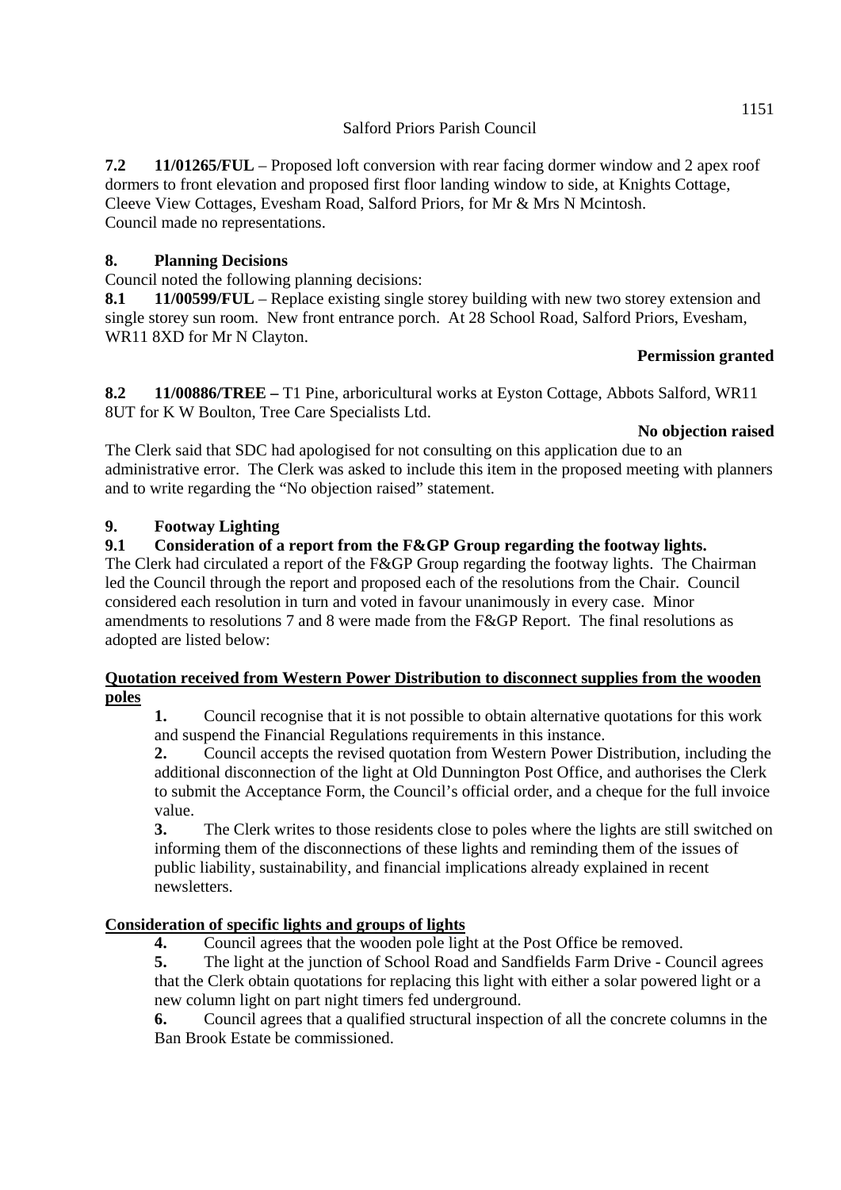**7.2 11/01265/FUL** – Proposed loft conversion with rear facing dormer window and 2 apex roof dormers to front elevation and proposed first floor landing window to side, at Knights Cottage, Cleeve View Cottages, Evesham Road, Salford Priors, for Mr & Mrs N Mcintosh.
Council made no representations.

## 8. Planning Decisions

Council noted the following planning decisions:

**8.1 11/00599/FUL** – Replace existing single storey building with new two storey extension and single storey sun room. New front entrance porch. At 28 School Road, Salford Priors, Evesham, WR11 8XD for Mr N Clayton.

**Permission granted**

**8.2 11/00886/TREE –** T1 Pine, arboricultural works at Eyston Cottage, Abbots Salford, WR11 8UT for K W Boulton, Tree Care Specialists Ltd.

**No objection raised**

The Clerk said that SDC had apologised for not consulting on this application due to an administrative error. The Clerk was asked to include this item in the proposed meeting with planners and to write regarding the "No objection raised" statement.

## 9. Footway Lighting

### 9.1 Consideration of a report from the F&GP Group regarding the footway lights.

The Clerk had circulated a report of the F&GP Group regarding the footway lights. The Chairman led the Council through the report and proposed each of the resolutions from the Chair. Council considered each resolution in turn and voted in favour unanimously in every case. Minor amendments to resolutions 7 and 8 were made from the F&GP Report. The final resolutions as adopted are listed below:

**Quotation received from Western Power Distribution to disconnect supplies from the wooden poles**

**1.** Council recognise that it is not possible to obtain alternative quotations for this work and suspend the Financial Regulations requirements in this instance.

**2.** Council accepts the revised quotation from Western Power Distribution, including the additional disconnection of the light at Old Dunnington Post Office, and authorises the Clerk to submit the Acceptance Form, the Council's official order, and a cheque for the full invoice value.

**3.** The Clerk writes to those residents close to poles where the lights are still switched on informing them of the disconnections of these lights and reminding them of the issues of public liability, sustainability, and financial implications already explained in recent newsletters.

**Consideration of specific lights and groups of lights**

**4.** Council agrees that the wooden pole light at the Post Office be removed.

**5.** The light at the junction of School Road and Sandfields Farm Drive - Council agrees that the Clerk obtain quotations for replacing this light with either a solar powered light or a new column light on part night timers fed underground.

**6.** Council agrees that a qualified structural inspection of all the concrete columns in the Ban Brook Estate be commissioned.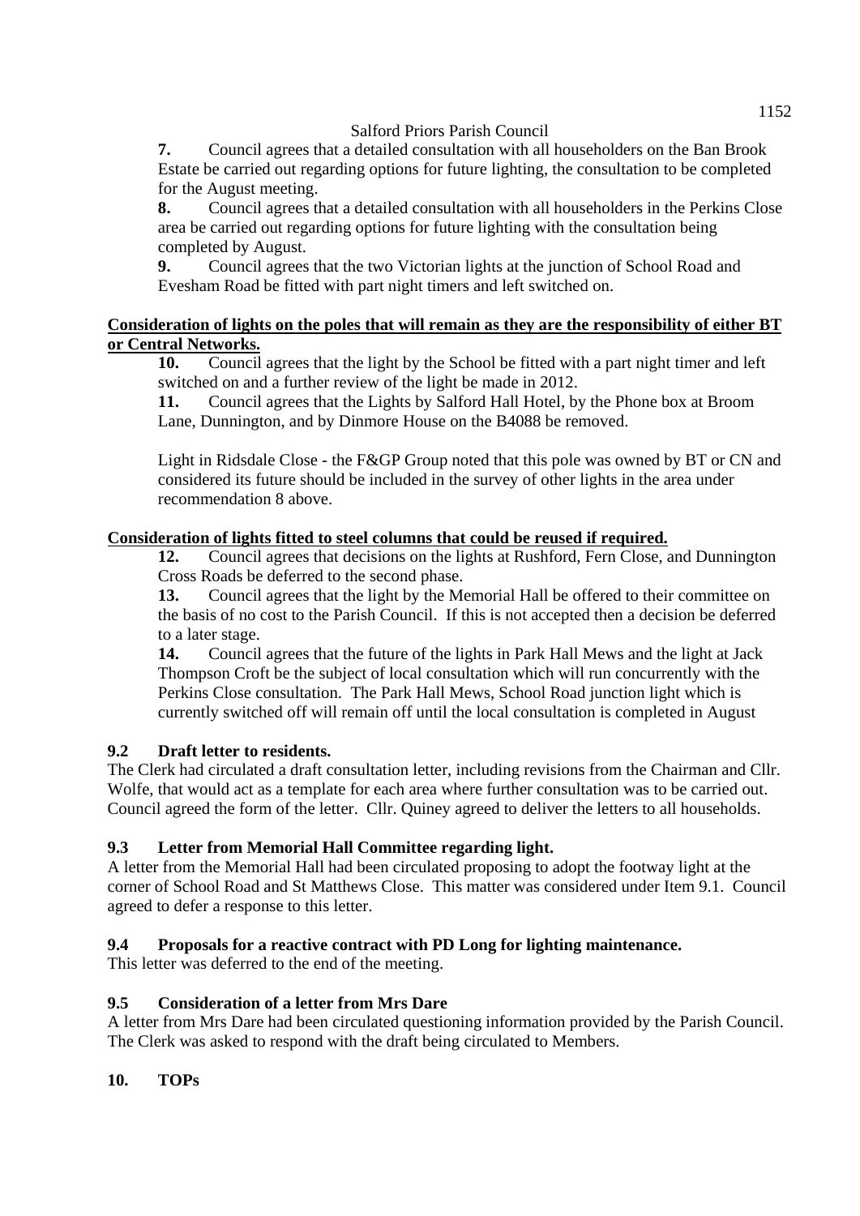**7.** Council agrees that a detailed consultation with all householders on the Ban Brook Estate be carried out regarding options for future lighting, the consultation to be completed for the August meeting.

**8.** Council agrees that a detailed consultation with all householders in the Perkins Close area be carried out regarding options for future lighting with the consultation being completed by August.

**9.** Council agrees that the two Victorian lights at the junction of School Road and Evesham Road be fitted with part night timers and left switched on.

**Consideration of lights on the poles that will remain as they are the responsibility of either BT or Central Networks.**

**10.** Council agrees that the light by the School be fitted with a part night timer and left switched on and a further review of the light be made in 2012.

**11.** Council agrees that the Lights by Salford Hall Hotel, by the Phone box at Broom Lane, Dunnington, and by Dinmore House on the B4088 be removed.

Light in Ridsdale Close - the F&GP Group noted that this pole was owned by BT or CN and considered its future should be included in the survey of other lights in the area under recommendation 8 above.

**Consideration of lights fitted to steel columns that could be reused if required.**

**12.** Council agrees that decisions on the lights at Rushford, Fern Close, and Dunnington Cross Roads be deferred to the second phase.

**13.** Council agrees that the light by the Memorial Hall be offered to their committee on the basis of no cost to the Parish Council. If this is not accepted then a decision be deferred to a later stage.

**14.** Council agrees that the future of the lights in Park Hall Mews and the light at Jack Thompson Croft be the subject of local consultation which will run concurrently with the Perkins Close consultation. The Park Hall Mews, School Road junction light which is currently switched off will remain off until the local consultation is completed in August

### 9.2 Draft letter to residents.

The Clerk had circulated a draft consultation letter, including revisions from the Chairman and Cllr. Wolfe, that would act as a template for each area where further consultation was to be carried out. Council agreed the form of the letter. Cllr. Quiney agreed to deliver the letters to all households.

### 9.3 Letter from Memorial Hall Committee regarding light.

A letter from the Memorial Hall had been circulated proposing to adopt the footway light at the corner of School Road and St Matthews Close. This matter was considered under Item 9.1. Council agreed to defer a response to this letter.

### 9.4 Proposals for a reactive contract with PD Long for lighting maintenance.

This letter was deferred to the end of the meeting.

### 9.5 Consideration of a letter from Mrs Dare

A letter from Mrs Dare had been circulated questioning information provided by the Parish Council. The Clerk was asked to respond with the draft being circulated to Members.

## 10. TOPs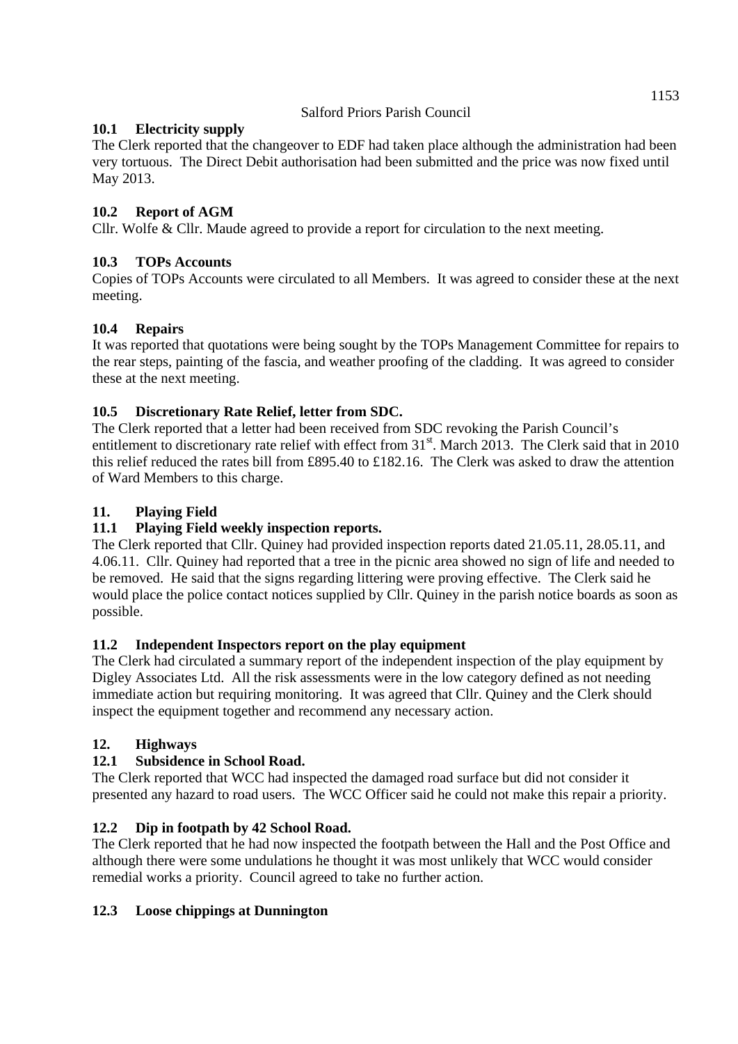Salford Priors Parish Council

### 10.1 Electricity supply

The Clerk reported that the changeover to EDF had taken place although the administration had been very tortuous. The Direct Debit authorisation had been submitted and the price was now fixed until May 2013.

### 10.2 Report of AGM

Cllr. Wolfe & Cllr. Maude agreed to provide a report for circulation to the next meeting.

### 10.3 TOPs Accounts

Copies of TOPs Accounts were circulated to all Members. It was agreed to consider these at the next meeting.

### 10.4 Repairs

It was reported that quotations were being sought by the TOPs Management Committee for repairs to the rear steps, painting of the fascia, and weather proofing of the cladding. It was agreed to consider these at the next meeting.

### 10.5 Discretionary Rate Relief, letter from SDC.

The Clerk reported that a letter had been received from SDC revoking the Parish Council's entitlement to discretionary rate relief with effect from 31st. March 2013. The Clerk said that in 2010 this relief reduced the rates bill from £895.40 to £182.16. The Clerk was asked to draw the attention of Ward Members to this charge.

## 11. Playing Field

### 11.1 Playing Field weekly inspection reports.

The Clerk reported that Cllr. Quiney had provided inspection reports dated 21.05.11, 28.05.11, and 4.06.11. Cllr. Quiney had reported that a tree in the picnic area showed no sign of life and needed to be removed. He said that the signs regarding littering were proving effective. The Clerk said he would place the police contact notices supplied by Cllr. Quiney in the parish notice boards as soon as possible.

### 11.2 Independent Inspectors report on the play equipment

The Clerk had circulated a summary report of the independent inspection of the play equipment by Digley Associates Ltd. All the risk assessments were in the low category defined as not needing immediate action but requiring monitoring. It was agreed that Cllr. Quiney and the Clerk should inspect the equipment together and recommend any necessary action.

## 12. Highways

### 12.1 Subsidence in School Road.

The Clerk reported that WCC had inspected the damaged road surface but did not consider it presented any hazard to road users. The WCC Officer said he could not make this repair a priority.

### 12.2 Dip in footpath by 42 School Road.

The Clerk reported that he had now inspected the footpath between the Hall and the Post Office and although there were some undulations he thought it was most unlikely that WCC would consider remedial works a priority. Council agreed to take no further action.

### 12.3 Loose chippings at Dunnington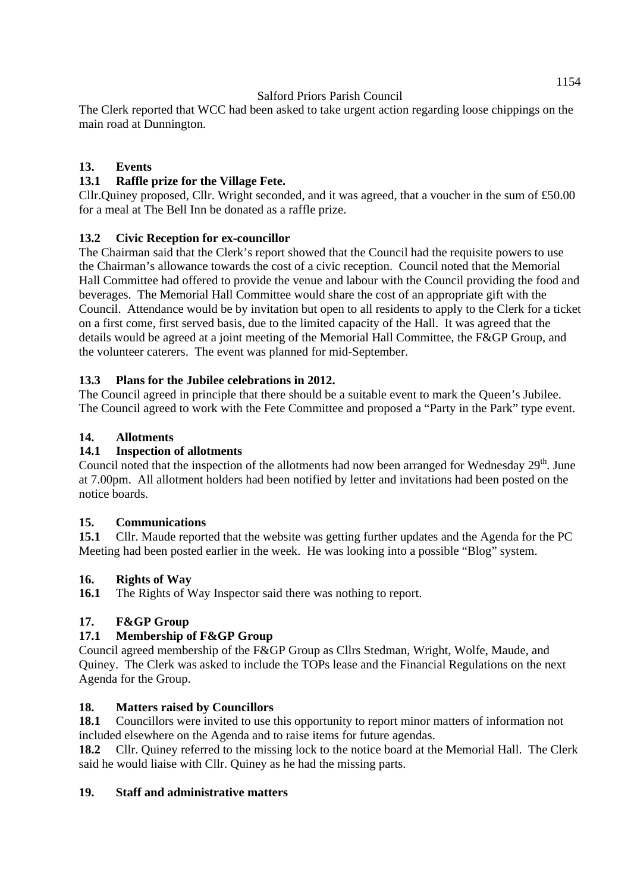The Clerk reported that WCC had been asked to take urgent action regarding loose chippings on the main road at Dunnington.

**13. Events**

**13.1 Raffle prize for the Village Fete.**

Cllr.Quiney proposed, Cllr. Wright seconded, and it was agreed, that a voucher in the sum of £50.00 for a meal at The Bell Inn be donated as a raffle prize.

**13.2 Civic Reception for ex-councillor**

The Chairman said that the Clerk's report showed that the Council had the requisite powers to use the Chairman's allowance towards the cost of a civic reception. Council noted that the Memorial Hall Committee had offered to provide the venue and labour with the Council providing the food and beverages. The Memorial Hall Committee would share the cost of an appropriate gift with the Council. Attendance would be by invitation but open to all residents to apply to the Clerk for a ticket on a first come, first served basis, due to the limited capacity of the Hall. It was agreed that the details would be agreed at a joint meeting of the Memorial Hall Committee, the F&GP Group, and the volunteer caterers. The event was planned for mid-September.

**13.3 Plans for the Jubilee celebrations in 2012.**

The Council agreed in principle that there should be a suitable event to mark the Queen's Jubilee. The Council agreed to work with the Fete Committee and proposed a "Party in the Park" type event.

**14. Allotments**

**14.1 Inspection of allotments**

Council noted that the inspection of the allotments had now been arranged for Wednesday 29th. June at 7.00pm. All allotment holders had been notified by letter and invitations had been posted on the notice boards.

**15. Communications**

**15.1** Cllr. Maude reported that the website was getting further updates and the Agenda for the PC Meeting had been posted earlier in the week. He was looking into a possible "Blog" system.

**16. Rights of Way**

**16.1** The Rights of Way Inspector said there was nothing to report.

**17. F&GP Group**

**17.1 Membership of F&GP Group**

Council agreed membership of the F&GP Group as Cllrs Stedman, Wright, Wolfe, Maude, and Quiney. The Clerk was asked to include the TOPs lease and the Financial Regulations on the next Agenda for the Group.

**18. Matters raised by Councillors**

**18.1** Councillors were invited to use this opportunity to report minor matters of information not included elsewhere on the Agenda and to raise items for future agendas.

**18.2** Cllr. Quiney referred to the missing lock to the notice board at the Memorial Hall. The Clerk said he would liaise with Cllr. Quiney as he had the missing parts.

**19. Staff and administrative matters**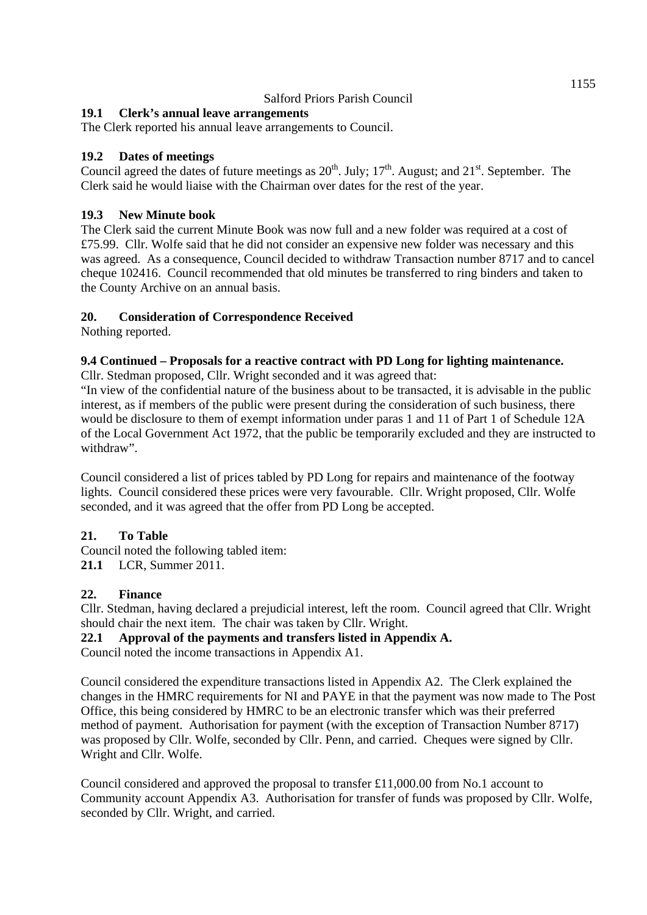### 19.1 Clerk's annual leave arrangements

The Clerk reported his annual leave arrangements to Council.

### 19.2 Dates of meetings

Council agreed the dates of future meetings as 20th. July; 17th. August; and 21st. September. The Clerk said he would liaise with the Chairman over dates for the rest of the year.

### 19.3 New Minute book

The Clerk said the current Minute Book was now full and a new folder was required at a cost of £75.99. Cllr. Wolfe said that he did not consider an expensive new folder was necessary and this was agreed. As a consequence, Council decided to withdraw Transaction number 8717 and to cancel cheque 102416. Council recommended that old minutes be transferred to ring binders and taken to the County Archive on an annual basis.

## 20. Consideration of Correspondence Received

Nothing reported.

### 9.4 Continued – Proposals for a reactive contract with PD Long for lighting maintenance.

Cllr. Stedman proposed, Cllr. Wright seconded and it was agreed that:

"In view of the confidential nature of the business about to be transacted, it is advisable in the public interest, as if members of the public were present during the consideration of such business, there would be disclosure to them of exempt information under paras 1 and 11 of Part 1 of Schedule 12A of the Local Government Act 1972, that the public be temporarily excluded and they are instructed to withdraw".

Council considered a list of prices tabled by PD Long for repairs and maintenance of the footway lights. Council considered these prices were very favourable. Cllr. Wright proposed, Cllr. Wolfe seconded, and it was agreed that the offer from PD Long be accepted.

## 21. To Table

Council noted the following tabled item:

**21.1** LCR, Summer 2011.

## 22. Finance

Cllr. Stedman, having declared a prejudicial interest, left the room. Council agreed that Cllr. Wright should chair the next item. The chair was taken by Cllr. Wright.

### 22.1 Approval of the payments and transfers listed in Appendix A.

Council noted the income transactions in Appendix A1.

Council considered the expenditure transactions listed in Appendix A2. The Clerk explained the changes in the HMRC requirements for NI and PAYE in that the payment was now made to The Post Office, this being considered by HMRC to be an electronic transfer which was their preferred method of payment. Authorisation for payment (with the exception of Transaction Number 8717) was proposed by Cllr. Wolfe, seconded by Cllr. Penn, and carried. Cheques were signed by Cllr. Wright and Cllr. Wolfe.

Council considered and approved the proposal to transfer £11,000.00 from No.1 account to Community account Appendix A3. Authorisation for transfer of funds was proposed by Cllr. Wolfe, seconded by Cllr. Wright, and carried.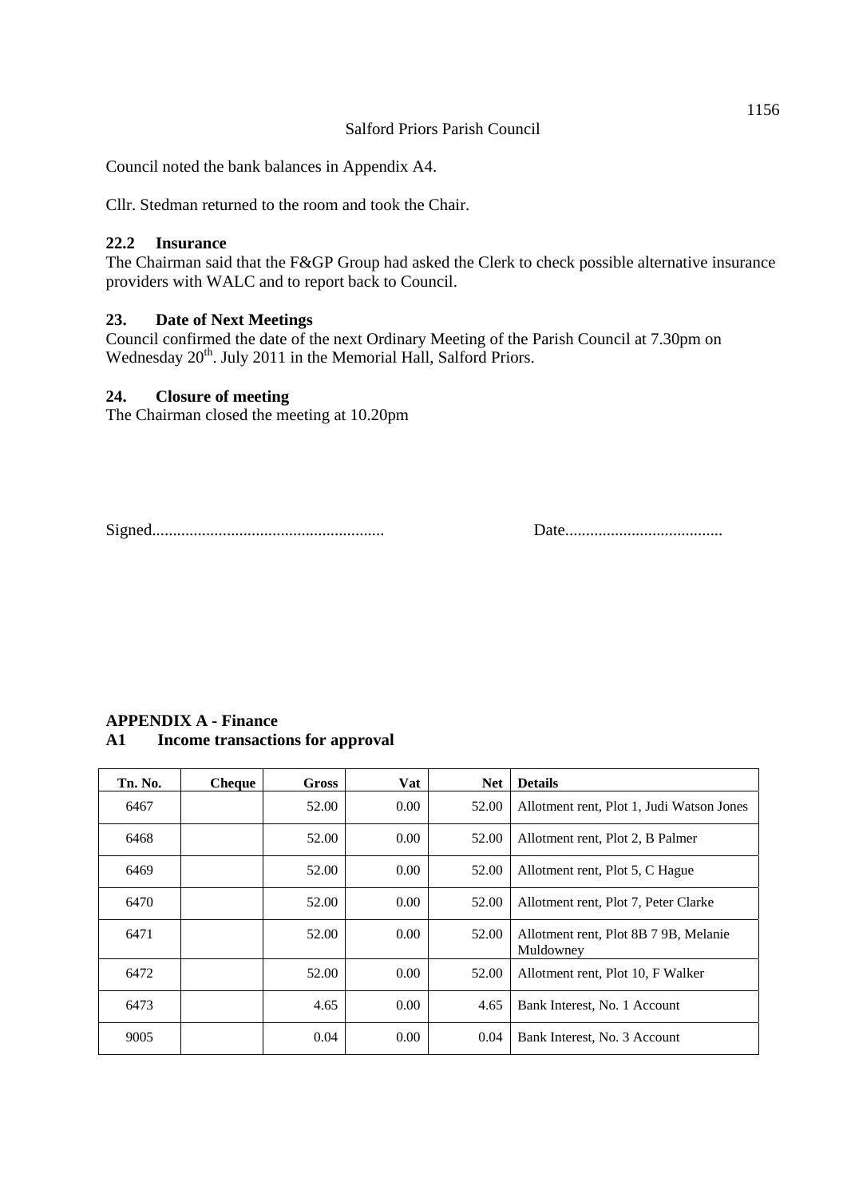Council noted the bank balances in Appendix A4.

Cllr. Stedman returned to the room and took the Chair.

### 22.2 Insurance

The Chairman said that the F&GP Group had asked the Clerk to check possible alternative insurance providers with WALC and to report back to Council.

### 23. Date of Next Meetings

Council confirmed the date of the next Ordinary Meeting of the Parish Council at 7.30pm on Wednesday 20th. July 2011 in the Memorial Hall, Salford Priors.

### 24. Closure of meeting

The Chairman closed the meeting at 10.20pm

Signed........................................................ Date......................................

## APPENDIX A - Finance

### A1 Income transactions for approval

| Tn. No. | Cheque | Gross | Vat | Net | Details |
|---|---|---|---|---|---|
| 6467 | | 52.00 | 0.00 | 52.00 | Allotment rent, Plot 1, Judi Watson Jones |
| 6468 | | 52.00 | 0.00 | 52.00 | Allotment rent, Plot 2, B Palmer |
| 6469 | | 52.00 | 0.00 | 52.00 | Allotment rent, Plot 5, C Hague |
| 6470 | | 52.00 | 0.00 | 52.00 | Allotment rent, Plot 7, Peter Clarke |
| 6471 | | 52.00 | 0.00 | 52.00 | Allotment rent, Plot 8B 7 9B, Melanie Muldowney |
| 6472 | | 52.00 | 0.00 | 52.00 | Allotment rent, Plot 10, F Walker |
| 6473 | | 4.65 | 0.00 | 4.65 | Bank Interest, No. 1 Account |
| 9005 | | 0.04 | 0.00 | 0.04 | Bank Interest, No. 3 Account |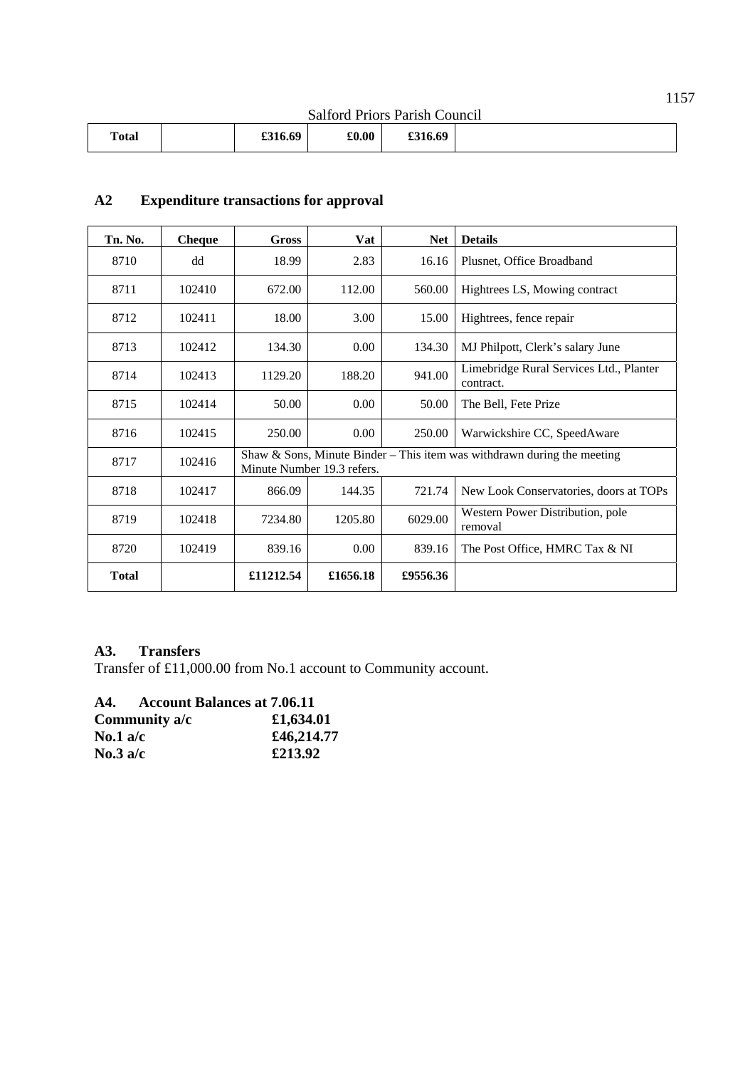| Total | | £316.69 | £0.00 | £316.69 | |
|---|---|---|---|---|---|

## A2 Expenditure transactions for approval

| Tn. No. | Cheque | Gross | Vat | Net | Details |
|---|---|---|---|---|---|
| 8710 | dd | 18.99 | 2.83 | 16.16 | Plusnet, Office Broadband |
| 8711 | 102410 | 672.00 | 112.00 | 560.00 | Hightrees LS, Mowing contract |
| 8712 | 102411 | 18.00 | 3.00 | 15.00 | Hightrees, fence repair |
| 8713 | 102412 | 134.30 | 0.00 | 134.30 | MJ Philpott, Clerk's salary June |
| 8714 | 102413 | 1129.20 | 188.20 | 941.00 | Limebridge Rural Services Ltd., Planter contract. |
| 8715 | 102414 | 50.00 | 0.00 | 50.00 | The Bell, Fete Prize |
| 8716 | 102415 | 250.00 | 0.00 | 250.00 | Warwickshire CC, SpeedAware |
| 8717 | 102416 | Shaw & Sons, Minute Binder – This item was withdrawn during the meeting Minute Number 19.3 refers. | | | |
| 8718 | 102417 | 866.09 | 144.35 | 721.74 | New Look Conservatories, doors at TOPs |
| 8719 | 102418 | 7234.80 | 1205.80 | 6029.00 | Western Power Distribution, pole removal |
| 8720 | 102419 | 839.16 | 0.00 | 839.16 | The Post Office, HMRC Tax & NI |
| **Total** | | **£11212.54** | **£1656.18** | **£9556.36** | |

## A3. Transfers

Transfer of £11,000.00 from No.1 account to Community account.

## A4. Account Balances at 7.06.11

**Community a/c** **£1,634.01**
**No.1 a/c** **£46,214.77**
**No.3 a/c** **£213.92**